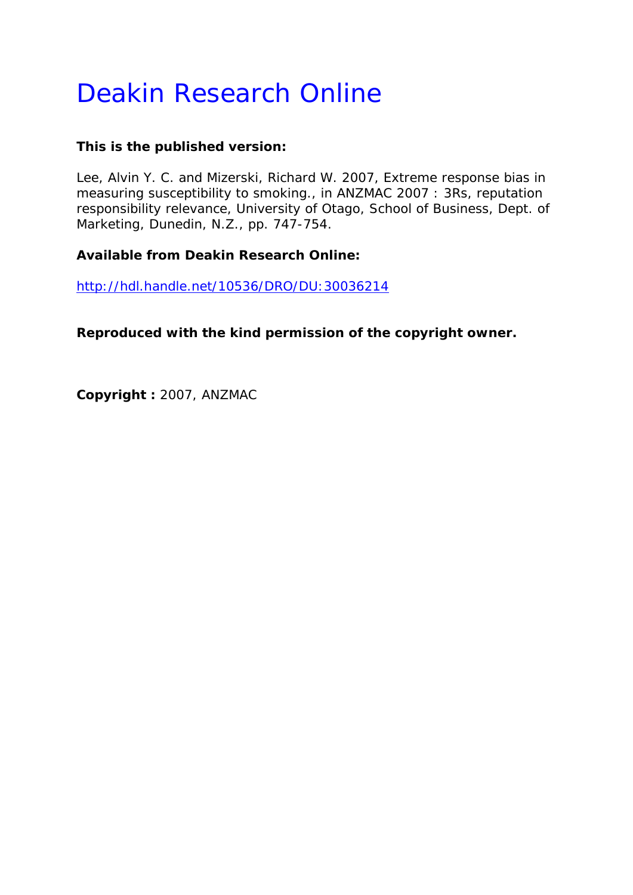# Deakin Research Online

**This is the published version:**

Lee, Alvin Y. C. and Mizerski, Richard W. 2007, Extreme response bias in measuring susceptibility to smoking., in ANZMAC 2007 : 3Rs, reputation responsibility relevance, University of Otago, School of Business, Dept. of Marketing, Dunedin, N.Z., pp. 747-754.

**Available from Deakin Research Online:**

http://hdl.handle.net/10536/DRO/DU:30036214

**Reproduced with the kind permission of the copyright owner.**

**Copyright :** 2007, ANZMAC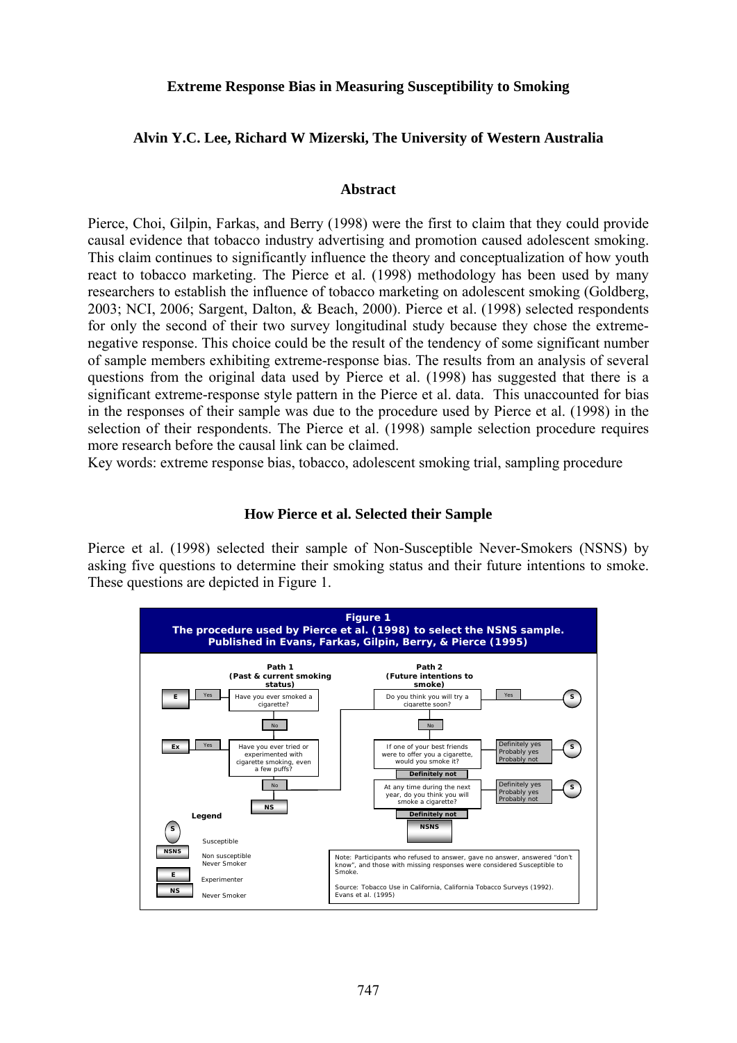**Extreme Response Bias in Measuring Susceptibility to Smoking**

**Alvin Y.C. Lee, Richard W Mizerski, The University of Western Australia**

## Abstract

Pierce, Choi, Gilpin, Farkas, and Berry (1998) were the first to claim that they could provide causal evidence that tobacco industry advertising and promotion caused adolescent smoking. This claim continues to significantly influence the theory and conceptualization of how youth react to tobacco marketing. The Pierce et al. (1998) methodology has been used by many researchers to establish the influence of tobacco marketing on adolescent smoking (Goldberg, 2003; NCI, 2006; Sargent, Dalton, & Beach, 2000). Pierce et al. (1998) selected respondents for only the second of their two survey longitudinal study because they chose the extreme-negative response. This choice could be the result of the tendency of some significant number of sample members exhibiting extreme-response bias. The results from an analysis of several questions from the original data used by Pierce et al. (1998) has suggested that there is a significant extreme-response style pattern in the Pierce et al. data. This unaccounted for bias in the responses of their sample was due to the procedure used by Pierce et al. (1998) in the selection of their respondents. The Pierce et al. (1998) sample selection procedure requires more research before the causal link can be claimed.

Key words: extreme response bias, tobacco, adolescent smoking trial, sampling procedure

## How Pierce et al. Selected their Sample

Pierce et al. (1998) selected their sample of Non-Susceptible Never-Smokers (NSNS) by asking five questions to determine their smoking status and their future intentions to smoke. These questions are depicted in Figure 1.

**Figure 1**
**The procedure used by Pierce et al. (1998) to select the NSNS sample. Published in Evans, Farkas, Gilpin, Berry, & Pierce (1995)**

**Path 1 (Past & current smoking status)**

- Have you ever smoked a cigarette? — Yes → **E**; No → next question
- Have you ever tried or experimented with cigarette smoking, even a few puffs? — Yes → **Ex**; No → **NS** (continue to Path 2)

**Path 2 (Future intentions to smoke)**

- Do you think you will try a cigarette soon? — Yes → **S**; No → next question
- If one of your best friends were to offer you a cigarette, would you smoke it? — Definitely yes / Probably yes / Probably not → **S**; Definitely not → next question
- At any time during the next year, do you think you will smoke a cigarette? — Definitely yes / Probably yes / Probably not → **S**; Definitely not → **NSNS**

**Legend**

- S: Susceptible
- NSNS: Non susceptible Never Smoker
- E: Experimenter
- NS: Never Smoker

Note: Participants who refused to answer, gave no answer, answered "don't know", and those with missing responses were considered Susceptible to Smoke.

Source: Tobacco Use in California, California Tobacco Surveys (1992). Evans et al. (1995)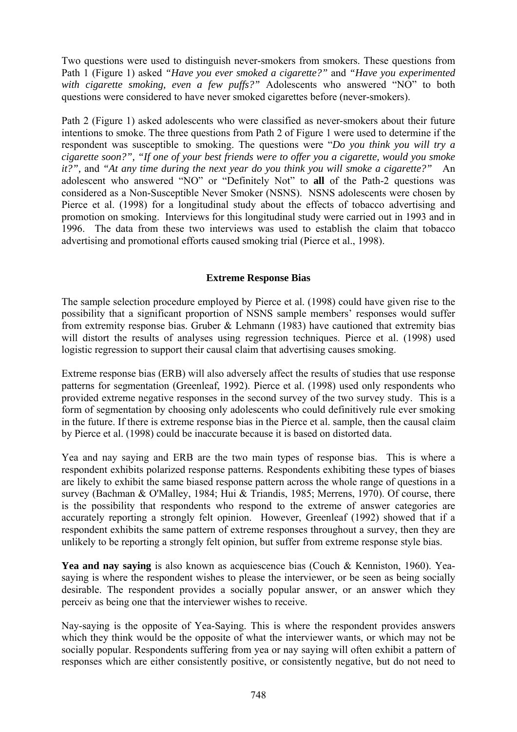Two questions were used to distinguish never-smokers from smokers. These questions from Path 1 (Figure 1) asked *"Have you ever smoked a cigarette?"* and *"Have you experimented with cigarette smoking, even a few puffs?"* Adolescents who answered "NO" to both questions were considered to have never smoked cigarettes before (never-smokers).

Path 2 (Figure 1) asked adolescents who were classified as never-smokers about their future intentions to smoke. The three questions from Path 2 of Figure 1 were used to determine if the respondent was susceptible to smoking. The questions were "*Do you think you will try a cigarette soon?", "If one of your best friends were to offer you a cigarette, would you smoke it?",* and *"At any time during the next year do you think you will smoke a cigarette?"* An adolescent who answered "NO" or "Definitely Not" to **all** of the Path-2 questions was considered as a Non-Susceptible Never Smoker (NSNS). NSNS adolescents were chosen by Pierce et al. (1998) for a longitudinal study about the effects of tobacco advertising and promotion on smoking. Interviews for this longitudinal study were carried out in 1993 and in 1996. The data from these two interviews was used to establish the claim that tobacco advertising and promotional efforts caused smoking trial (Pierce et al., 1998).

## Extreme Response Bias

The sample selection procedure employed by Pierce et al. (1998) could have given rise to the possibility that a significant proportion of NSNS sample members' responses would suffer from extremity response bias. Gruber & Lehmann (1983) have cautioned that extremity bias will distort the results of analyses using regression techniques. Pierce et al. (1998) used logistic regression to support their causal claim that advertising causes smoking.

Extreme response bias (ERB) will also adversely affect the results of studies that use response patterns for segmentation (Greenleaf, 1992). Pierce et al. (1998) used only respondents who provided extreme negative responses in the second survey of the two survey study. This is a form of segmentation by choosing only adolescents who could definitively rule ever smoking in the future. If there is extreme response bias in the Pierce et al. sample, then the causal claim by Pierce et al. (1998) could be inaccurate because it is based on distorted data.

Yea and nay saying and ERB are the two main types of response bias. This is where a respondent exhibits polarized response patterns. Respondents exhibiting these types of biases are likely to exhibit the same biased response pattern across the whole range of questions in a survey (Bachman & O'Malley, 1984; Hui & Triandis, 1985; Merrens, 1970). Of course, there is the possibility that respondents who respond to the extreme of answer categories are accurately reporting a strongly felt opinion. However, Greenleaf (1992) showed that if a respondent exhibits the same pattern of extreme responses throughout a survey, then they are unlikely to be reporting a strongly felt opinion, but suffer from extreme response style bias.

**Yea and nay saying** is also known as acquiescence bias (Couch & Kenniston, 1960). Yea-saying is where the respondent wishes to please the interviewer, or be seen as being socially desirable. The respondent provides a socially popular answer, or an answer which they perceiv as being one that the interviewer wishes to receive.

Nay-saying is the opposite of Yea-Saying. This is where the respondent provides answers which they think would be the opposite of what the interviewer wants, or which may not be socially popular. Respondents suffering from yea or nay saying will often exhibit a pattern of responses which are either consistently positive, or consistently negative, but do not need to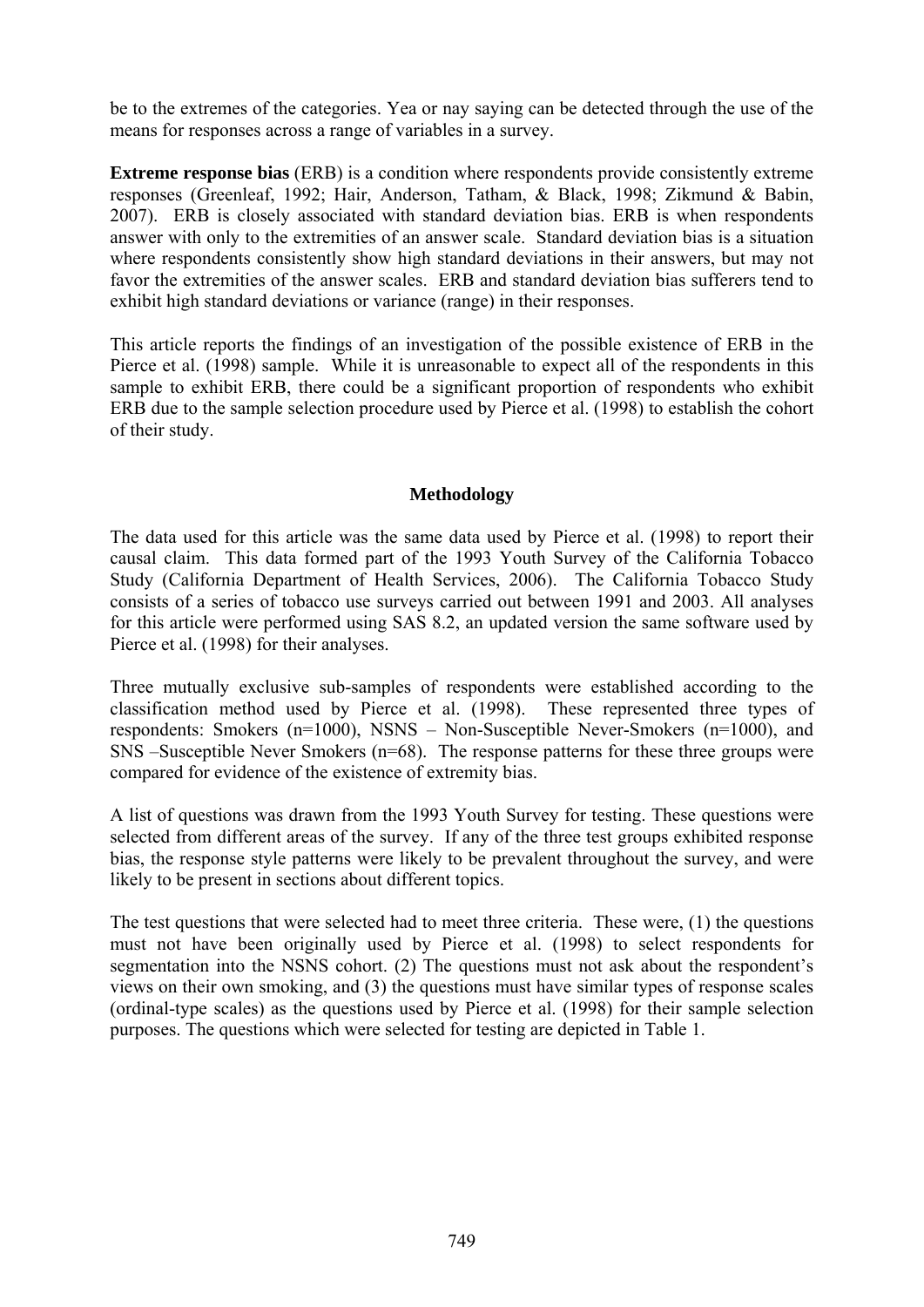be to the extremes of the categories. Yea or nay saying can be detected through the use of the means for responses across a range of variables in a survey.

**Extreme response bias** (ERB) is a condition where respondents provide consistently extreme responses (Greenleaf, 1992; Hair, Anderson, Tatham, & Black, 1998; Zikmund & Babin, 2007). ERB is closely associated with standard deviation bias. ERB is when respondents answer with only to the extremities of an answer scale. Standard deviation bias is a situation where respondents consistently show high standard deviations in their answers, but may not favor the extremities of the answer scales. ERB and standard deviation bias sufferers tend to exhibit high standard deviations or variance (range) in their responses.

This article reports the findings of an investigation of the possible existence of ERB in the Pierce et al. (1998) sample. While it is unreasonable to expect all of the respondents in this sample to exhibit ERB, there could be a significant proportion of respondents who exhibit ERB due to the sample selection procedure used by Pierce et al. (1998) to establish the cohort of their study.

## Methodology

The data used for this article was the same data used by Pierce et al. (1998) to report their causal claim. This data formed part of the 1993 Youth Survey of the California Tobacco Study (California Department of Health Services, 2006). The California Tobacco Study consists of a series of tobacco use surveys carried out between 1991 and 2003. All analyses for this article were performed using SAS 8.2, an updated version the same software used by Pierce et al. (1998) for their analyses.

Three mutually exclusive sub-samples of respondents were established according to the classification method used by Pierce et al. (1998). These represented three types of respondents: Smokers (n=1000), NSNS – Non-Susceptible Never-Smokers (n=1000), and SNS –Susceptible Never Smokers (n=68). The response patterns for these three groups were compared for evidence of the existence of extremity bias.

A list of questions was drawn from the 1993 Youth Survey for testing. These questions were selected from different areas of the survey. If any of the three test groups exhibited response bias, the response style patterns were likely to be prevalent throughout the survey, and were likely to be present in sections about different topics.

The test questions that were selected had to meet three criteria. These were, (1) the questions must not have been originally used by Pierce et al. (1998) to select respondents for segmentation into the NSNS cohort. (2) The questions must not ask about the respondent's views on their own smoking, and (3) the questions must have similar types of response scales (ordinal-type scales) as the questions used by Pierce et al. (1998) for their sample selection purposes. The questions which were selected for testing are depicted in Table 1.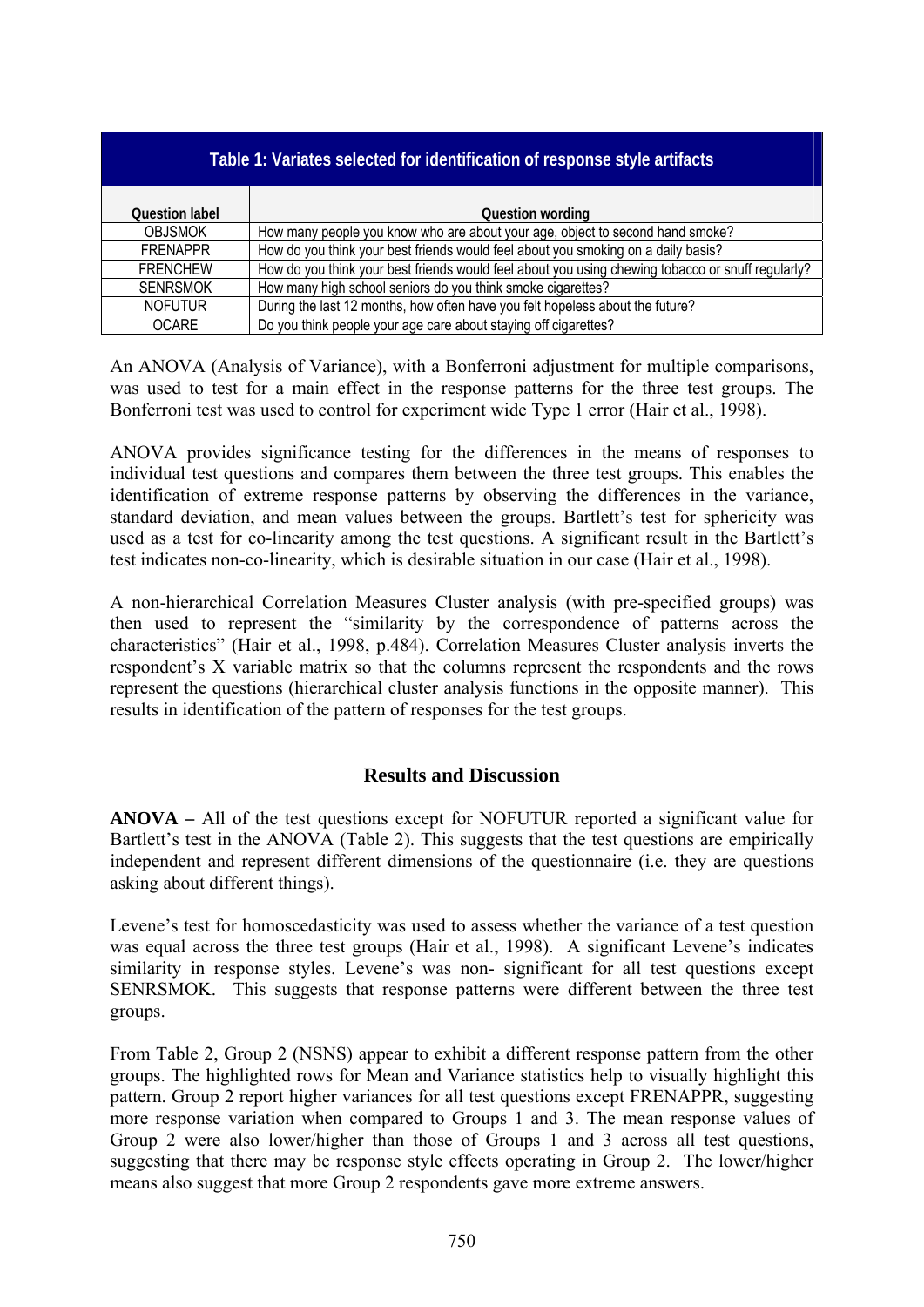| Table 1: Variates selected for identification of response style artifacts | |
|---|---|
| Question label | Question wording |
| OBJSMOK | How many people you know who are about your age, object to second hand smoke? |
| FRENAPPR | How do you think your best friends would feel about you smoking on a daily basis? |
| FRENCHEW | How do you think your best friends would feel about you using chewing tobacco or snuff regularly? |
| SENRSMOK | How many high school seniors do you think smoke cigarettes? |
| NOFUTUR | During the last 12 months, how often have you felt hopeless about the future? |
| OCARE | Do you think people your age care about staying off cigarettes? |

An ANOVA (Analysis of Variance), with a Bonferroni adjustment for multiple comparisons, was used to test for a main effect in the response patterns for the three test groups. The Bonferroni test was used to control for experiment wide Type 1 error (Hair et al., 1998).

ANOVA provides significance testing for the differences in the means of responses to individual test questions and compares them between the three test groups. This enables the identification of extreme response patterns by observing the differences in the variance, standard deviation, and mean values between the groups. Bartlett's test for sphericity was used as a test for co-linearity among the test questions. A significant result in the Bartlett's test indicates non-co-linearity, which is desirable situation in our case (Hair et al., 1998).

A non-hierarchical Correlation Measures Cluster analysis (with pre-specified groups) was then used to represent the "similarity by the correspondence of patterns across the characteristics" (Hair et al., 1998, p.484). Correlation Measures Cluster analysis inverts the respondent's X variable matrix so that the columns represent the respondents and the rows represent the questions (hierarchical cluster analysis functions in the opposite manner). This results in identification of the pattern of responses for the test groups.

## Results and Discussion

**ANOVA –** All of the test questions except for NOFUTUR reported a significant value for Bartlett's test in the ANOVA (Table 2). This suggests that the test questions are empirically independent and represent different dimensions of the questionnaire (i.e. they are questions asking about different things).

Levene's test for homoscedasticity was used to assess whether the variance of a test question was equal across the three test groups (Hair et al., 1998). A significant Levene's indicates similarity in response styles. Levene's was non- significant for all test questions except SENRSMOK. This suggests that response patterns were different between the three test groups.

From Table 2, Group 2 (NSNS) appear to exhibit a different response pattern from the other groups. The highlighted rows for Mean and Variance statistics help to visually highlight this pattern. Group 2 report higher variances for all test questions except FRENAPPR, suggesting more response variation when compared to Groups 1 and 3. The mean response values of Group 2 were also lower/higher than those of Groups 1 and 3 across all test questions, suggesting that there may be response style effects operating in Group 2. The lower/higher means also suggest that more Group 2 respondents gave more extreme answers.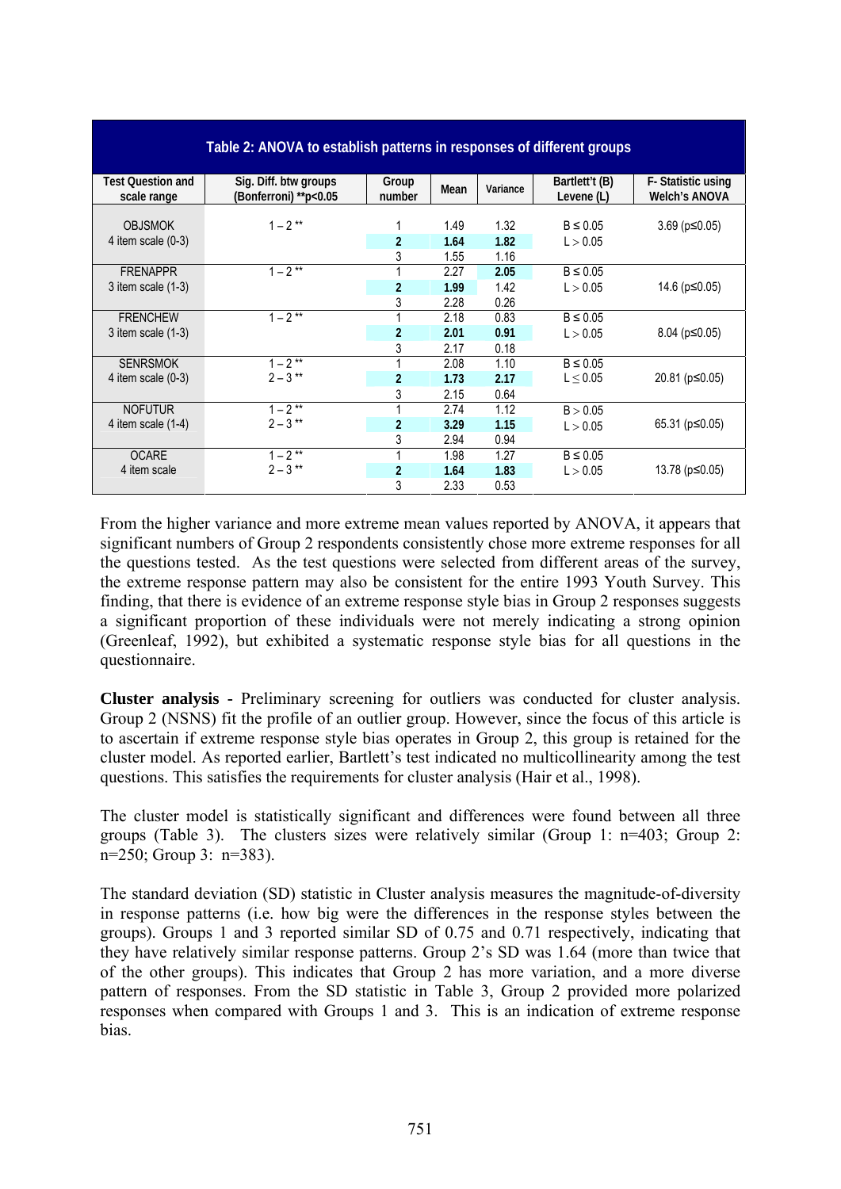**Table 2: ANOVA to establish patterns in responses of different groups**

| Test Question and scale range | Sig. Diff. btw groups (Bonferroni) **p<0.05 | Group number | Mean | Variance | Bartlett't (B) Levene (L) | F- Statistic using Welch's ANOVA |
|---|---|---|---|---|---|---|
| OBJSMOK 4 item scale (0-3) | 1 – 2 ** | 1 | 1.49 | 1.32 | B ≤ 0.05 | 3.69 (p≤0.05) |
| | | **2** | **1.64** | **1.82** | L > 0.05 | |
| | | 3 | 1.55 | 1.16 | | |
| FRENAPPR 3 item scale (1-3) | 1 – 2 ** | 1 | 2.27 | **2.05** | B ≤ 0.05 | |
| | | **2** | **1.99** | 1.42 | L > 0.05 | 14.6 (p≤0.05) |
| | | 3 | 2.28 | 0.26 | | |
| FRENCHEW 3 item scale (1-3) | 1 – 2 ** | 1 | 2.18 | 0.83 | B ≤ 0.05 | |
| | | **2** | **2.01** | **0.91** | L > 0.05 | 8.04 (p≤0.05) |
| | | 3 | 2.17 | 0.18 | | |
| SENRSMOK 4 item scale (0-3) | 1 – 2 ** 2 – 3 ** | 1 | 2.08 | 1.10 | B ≤ 0.05 | |
| | | **2** | **1.73** | **2.17** | L ≤ 0.05 | 20.81 (p≤0.05) |
| | | 3 | 2.15 | 0.64 | | |
| NOFUTUR 4 item scale (1-4) | 1 – 2 ** 2 – 3 ** | 1 | 2.74 | 1.12 | B > 0.05 | |
| | | **2** | **3.29** | **1.15** | L > 0.05 | 65.31 (p≤0.05) |
| | | 3 | 2.94 | 0.94 | | |
| OCARE 4 item scale | 1 – 2 ** 2 – 3 ** | 1 | 1.98 | 1.27 | B ≤ 0.05 | |
| | | **2** | **1.64** | **1.83** | L > 0.05 | 13.78 (p≤0.05) |
| | | 3 | 2.33 | 0.53 | | |

From the higher variance and more extreme mean values reported by ANOVA, it appears that significant numbers of Group 2 respondents consistently chose more extreme responses for all the questions tested. As the test questions were selected from different areas of the survey, the extreme response pattern may also be consistent for the entire 1993 Youth Survey. This finding, that there is evidence of an extreme response style bias in Group 2 responses suggests a significant proportion of these individuals were not merely indicating a strong opinion (Greenleaf, 1992), but exhibited a systematic response style bias for all questions in the questionnaire.

**Cluster analysis** - Preliminary screening for outliers was conducted for cluster analysis. Group 2 (NSNS) fit the profile of an outlier group. However, since the focus of this article is to ascertain if extreme response style bias operates in Group 2, this group is retained for the cluster model. As reported earlier, Bartlett's test indicated no multicollinearity among the test questions. This satisfies the requirements for cluster analysis (Hair et al., 1998).

The cluster model is statistically significant and differences were found between all three groups (Table 3). The clusters sizes were relatively similar (Group 1: n=403; Group 2: n=250; Group 3: n=383).

The standard deviation (SD) statistic in Cluster analysis measures the magnitude-of-diversity in response patterns (i.e. how big were the differences in the response styles between the groups). Groups 1 and 3 reported similar SD of 0.75 and 0.71 respectively, indicating that they have relatively similar response patterns. Group 2's SD was 1.64 (more than twice that of the other groups). This indicates that Group 2 has more variation, and a more diverse pattern of responses. From the SD statistic in Table 3, Group 2 provided more polarized responses when compared with Groups 1 and 3. This is an indication of extreme response bias.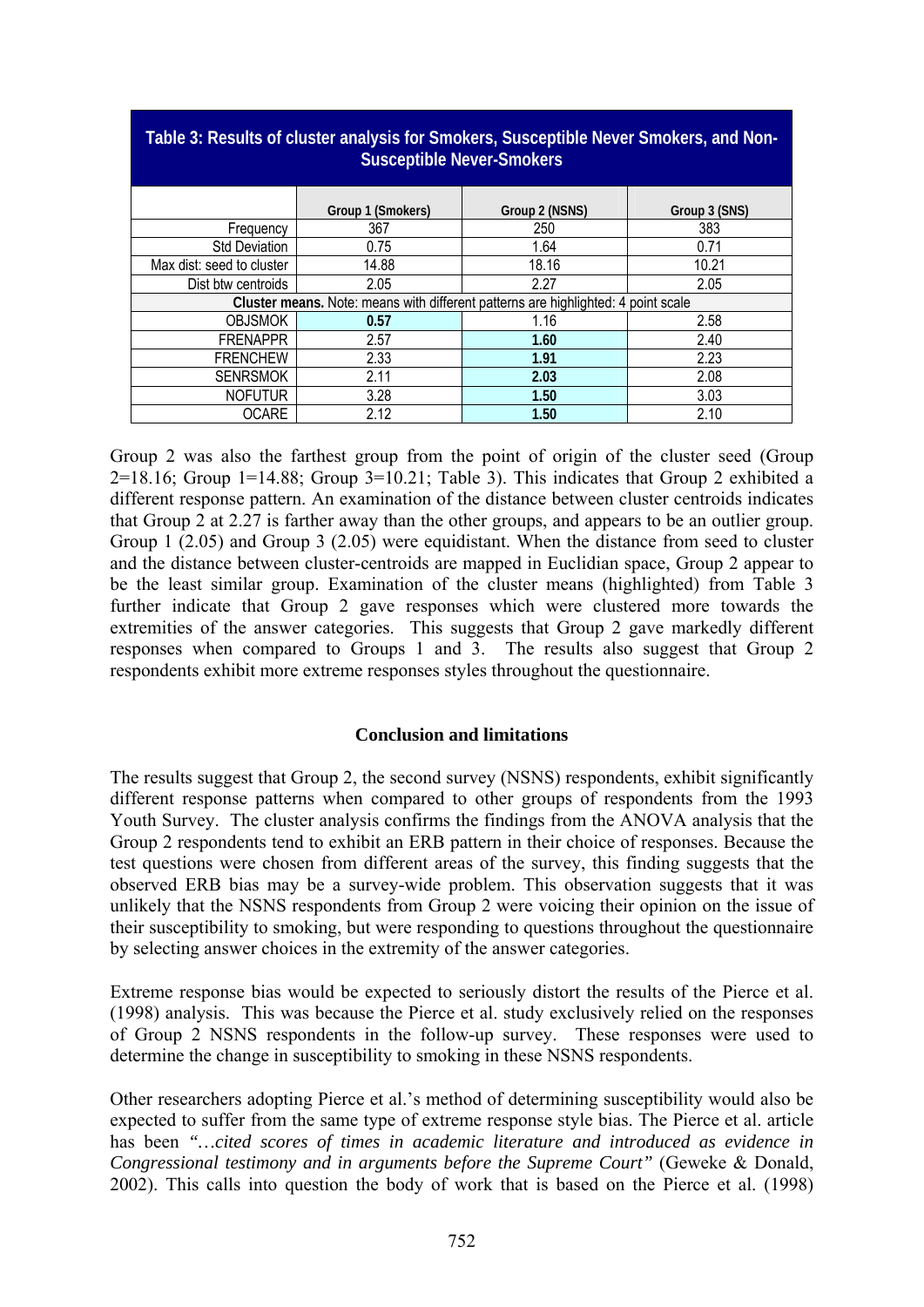**Table 3: Results of cluster analysis for Smokers, Susceptible Never Smokers, and Non-Susceptible Never-Smokers**

| | Group 1 (Smokers) | Group 2 (NSNS) | Group 3 (SNS) |
|---|---|---|---|
| Frequency | 367 | 250 | 383 |
| Std Deviation | 0.75 | 1.64 | 0.71 |
| Max dist: seed to cluster | 14.88 | 18.16 | 10.21 |
| Dist btw centroids | 2.05 | 2.27 | 2.05 |
| **Cluster means.** Note: means with different patterns are highlighted: 4 point scale | | | |
| OBJSMOK | **0.57** | 1.16 | 2.58 |
| FRENAPPR | 2.57 | **1.60** | 2.40 |
| FRENCHEW | 2.33 | **1.91** | 2.23 |
| SENRSMOK | 2.11 | **2.03** | 2.08 |
| NOFUTUR | 3.28 | **1.50** | 3.03 |
| OCARE | 2.12 | **1.50** | 2.10 |

Group 2 was also the farthest group from the point of origin of the cluster seed (Group 2=18.16; Group 1=14.88; Group 3=10.21; Table 3). This indicates that Group 2 exhibited a different response pattern. An examination of the distance between cluster centroids indicates that Group 2 at 2.27 is farther away than the other groups, and appears to be an outlier group. Group 1 (2.05) and Group 3 (2.05) were equidistant. When the distance from seed to cluster and the distance between cluster-centroids are mapped in Euclidian space, Group 2 appear to be the least similar group. Examination of the cluster means (highlighted) from Table 3 further indicate that Group 2 gave responses which were clustered more towards the extremities of the answer categories. This suggests that Group 2 gave markedly different responses when compared to Groups 1 and 3. The results also suggest that Group 2 respondents exhibit more extreme responses styles throughout the questionnaire.

## Conclusion and limitations

The results suggest that Group 2, the second survey (NSNS) respondents, exhibit significantly different response patterns when compared to other groups of respondents from the 1993 Youth Survey. The cluster analysis confirms the findings from the ANOVA analysis that the Group 2 respondents tend to exhibit an ERB pattern in their choice of responses. Because the test questions were chosen from different areas of the survey, this finding suggests that the observed ERB bias may be a survey-wide problem. This observation suggests that it was unlikely that the NSNS respondents from Group 2 were voicing their opinion on the issue of their susceptibility to smoking, but were responding to questions throughout the questionnaire by selecting answer choices in the extremity of the answer categories.

Extreme response bias would be expected to seriously distort the results of the Pierce et al. (1998) analysis. This was because the Pierce et al. study exclusively relied on the responses of Group 2 NSNS respondents in the follow-up survey. These responses were used to determine the change in susceptibility to smoking in these NSNS respondents.

Other researchers adopting Pierce et al.'s method of determining susceptibility would also be expected to suffer from the same type of extreme response style bias. The Pierce et al. article has been *"…cited scores of times in academic literature and introduced as evidence in Congressional testimony and in arguments before the Supreme Court"* (Geweke & Donald, 2002). This calls into question the body of work that is based on the Pierce et al. (1998)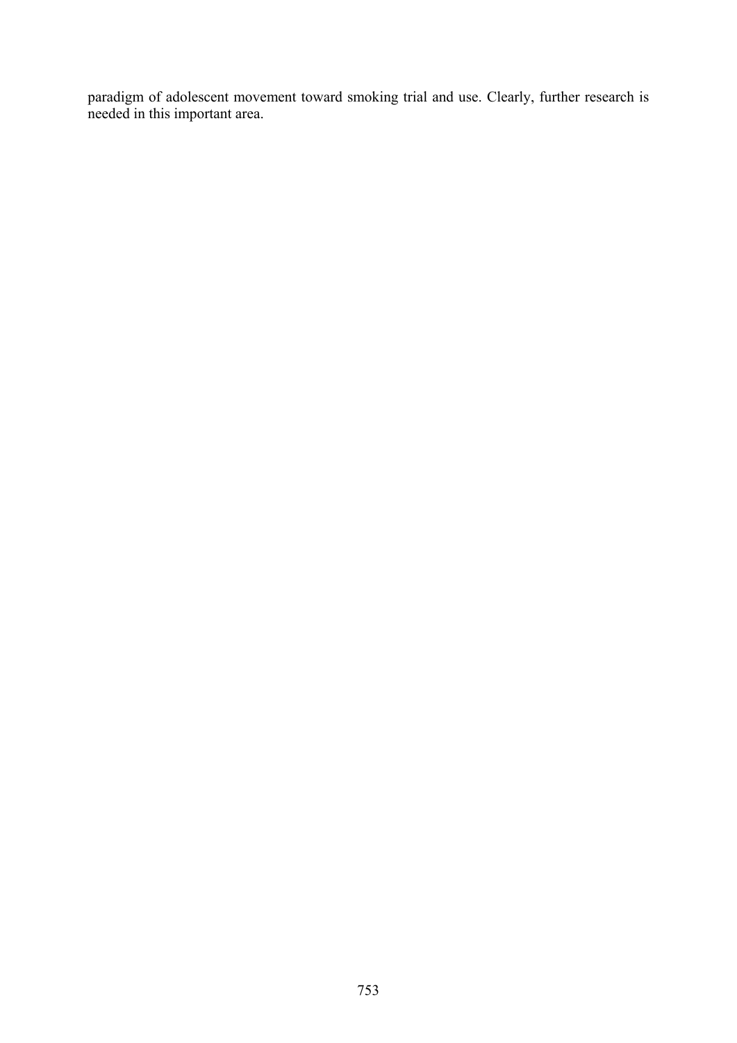paradigm of adolescent movement toward smoking trial and use. Clearly, further research is needed in this important area.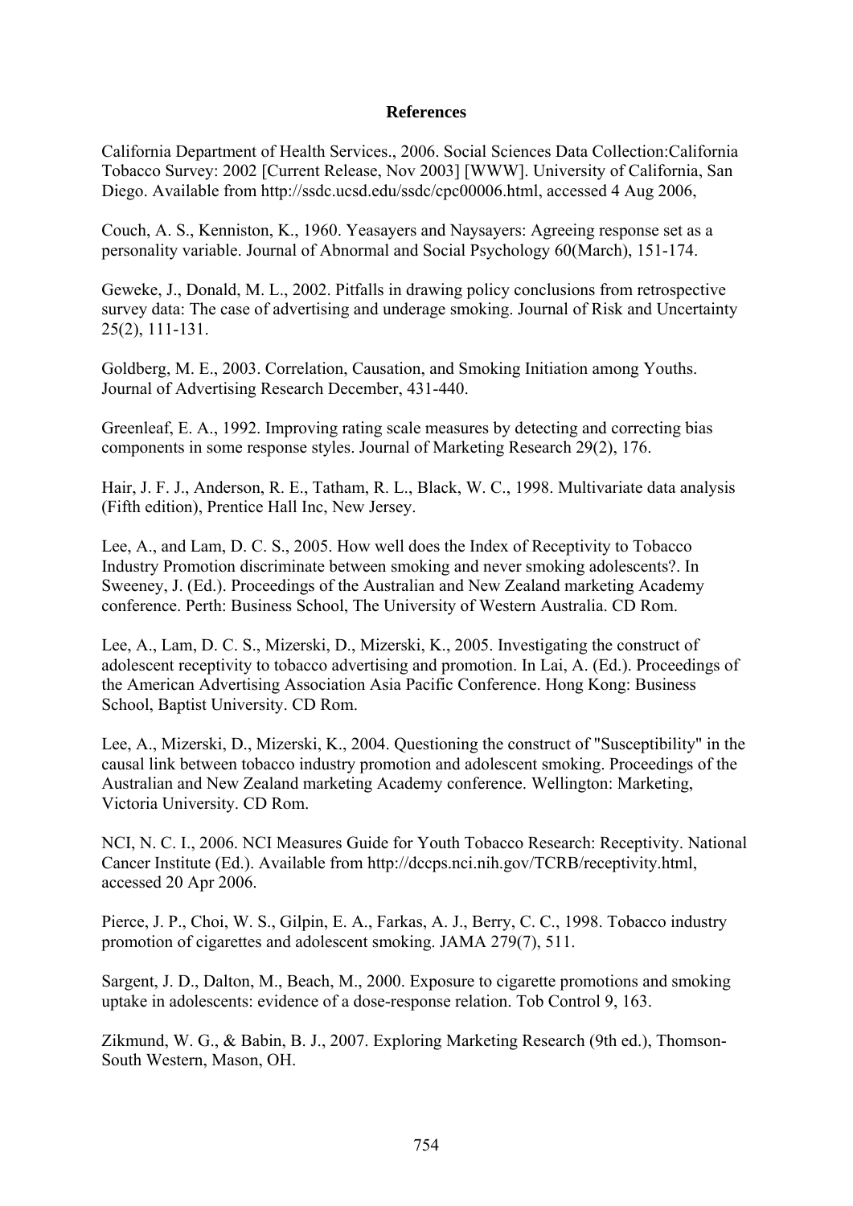## References

California Department of Health Services., 2006. Social Sciences Data Collection:California Tobacco Survey: 2002 [Current Release, Nov 2003] [WWW]. University of California, San Diego. Available from http://ssdc.ucsd.edu/ssdc/cpc00006.html, accessed 4 Aug 2006,

Couch, A. S., Kenniston, K., 1960. Yeasayers and Naysayers: Agreeing response set as a personality variable. Journal of Abnormal and Social Psychology 60(March), 151-174.

Geweke, J., Donald, M. L., 2002. Pitfalls in drawing policy conclusions from retrospective survey data: The case of advertising and underage smoking. Journal of Risk and Uncertainty 25(2), 111-131.

Goldberg, M. E., 2003. Correlation, Causation, and Smoking Initiation among Youths. Journal of Advertising Research December, 431-440.

Greenleaf, E. A., 1992. Improving rating scale measures by detecting and correcting bias components in some response styles. Journal of Marketing Research 29(2), 176.

Hair, J. F. J., Anderson, R. E., Tatham, R. L., Black, W. C., 1998. Multivariate data analysis (Fifth edition), Prentice Hall Inc, New Jersey.

Lee, A., and Lam, D. C. S., 2005. How well does the Index of Receptivity to Tobacco Industry Promotion discriminate between smoking and never smoking adolescents?. In Sweeney, J. (Ed.). Proceedings of the Australian and New Zealand marketing Academy conference. Perth: Business School, The University of Western Australia. CD Rom.

Lee, A., Lam, D. C. S., Mizerski, D., Mizerski, K., 2005. Investigating the construct of adolescent receptivity to tobacco advertising and promotion. In Lai, A. (Ed.). Proceedings of the American Advertising Association Asia Pacific Conference. Hong Kong: Business School, Baptist University. CD Rom.

Lee, A., Mizerski, D., Mizerski, K., 2004. Questioning the construct of "Susceptibility" in the causal link between tobacco industry promotion and adolescent smoking. Proceedings of the Australian and New Zealand marketing Academy conference. Wellington: Marketing, Victoria University. CD Rom.

NCI, N. C. I., 2006. NCI Measures Guide for Youth Tobacco Research: Receptivity. National Cancer Institute (Ed.). Available from http://dccps.nci.nih.gov/TCRB/receptivity.html, accessed 20 Apr 2006.

Pierce, J. P., Choi, W. S., Gilpin, E. A., Farkas, A. J., Berry, C. C., 1998. Tobacco industry promotion of cigarettes and adolescent smoking. JAMA 279(7), 511.

Sargent, J. D., Dalton, M., Beach, M., 2000. Exposure to cigarette promotions and smoking uptake in adolescents: evidence of a dose-response relation. Tob Control 9, 163.

Zikmund, W. G., & Babin, B. J., 2007. Exploring Marketing Research (9th ed.), Thomson-South Western, Mason, OH.